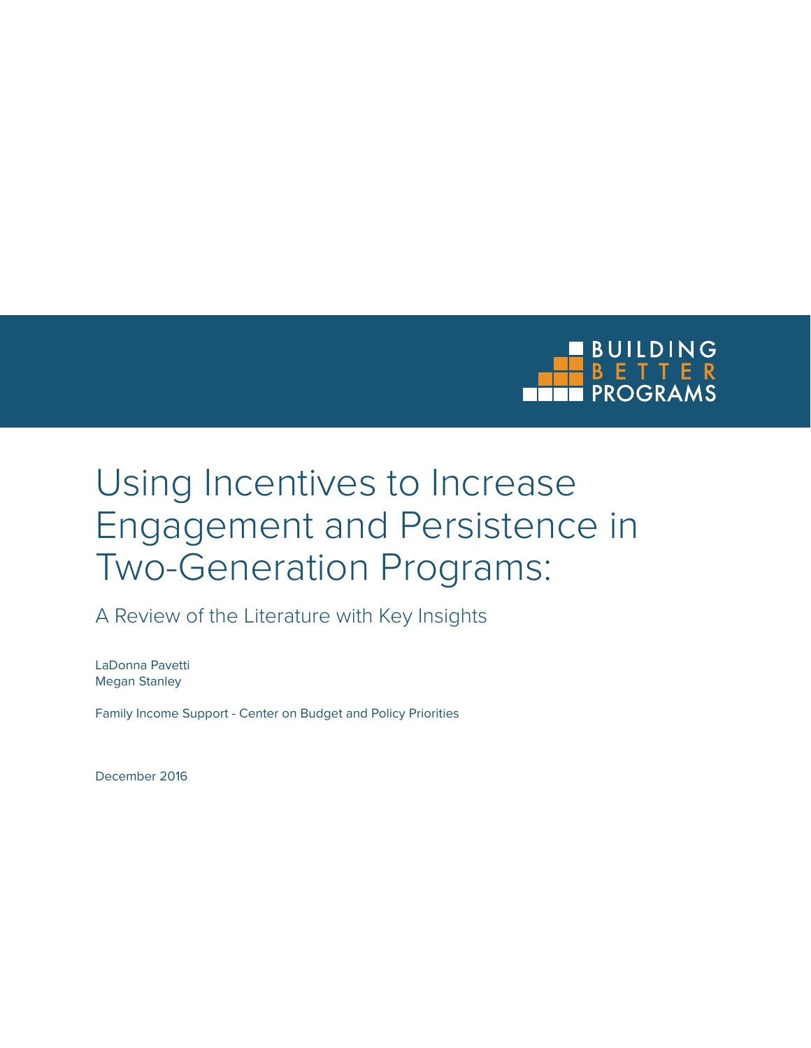BUILDING BETTER PROGRAMS

# Using Incentives to Increase Engagement and Persistence in Two-Generation Programs:

## A Review of the Literature with Key Insights

LaDonna Pavetti
Megan Stanley

Family Income Support - Center on Budget and Policy Priorities

December 2016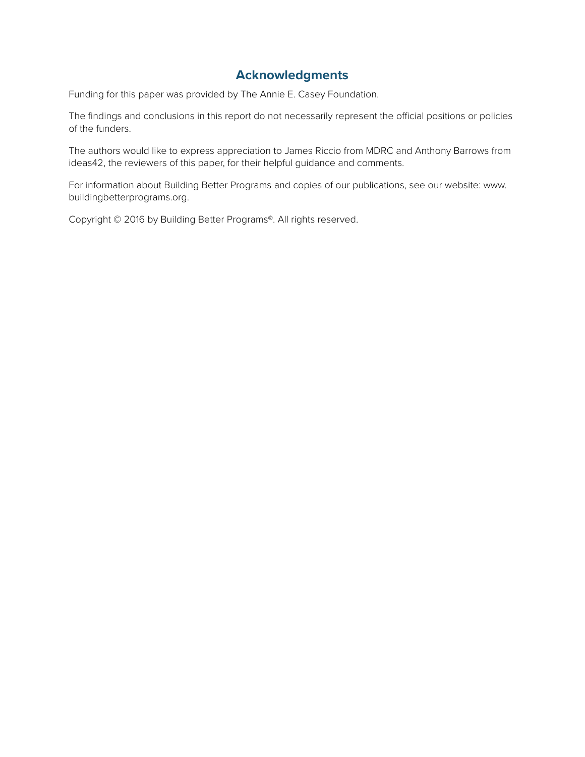## Acknowledgments

Funding for this paper was provided by The Annie E. Casey Foundation.

The findings and conclusions in this report do not necessarily represent the official positions or policies of the funders.

The authors would like to express appreciation to James Riccio from MDRC and Anthony Barrows from ideas42, the reviewers of this paper, for their helpful guidance and comments.

For information about Building Better Programs and copies of our publications, see our website: www.buildingbetterprograms.org.

Copyright © 2016 by Building Better Programs®. All rights reserved.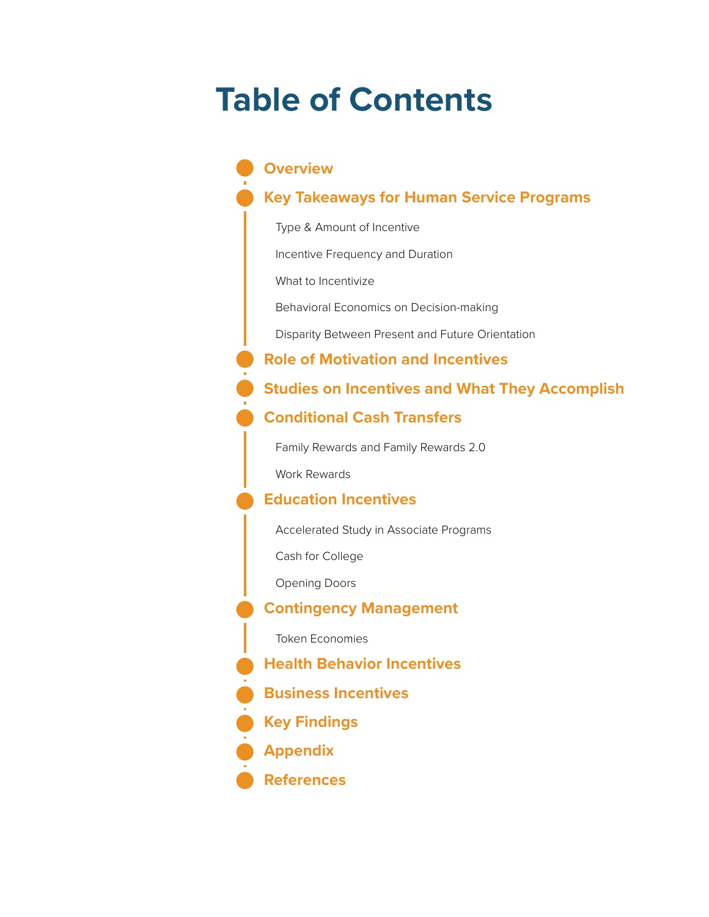# Table of Contents

- **Overview**
- **Key Takeaways for Human Service Programs**
  - Type & Amount of Incentive
  - Incentive Frequency and Duration
  - What to Incentivize
  - Behavioral Economics on Decision-making
  - Disparity Between Present and Future Orientation
- **Role of Motivation and Incentives**
- **Studies on Incentives and What They Accomplish**
- **Conditional Cash Transfers**
  - Family Rewards and Family Rewards 2.0
  - Work Rewards
- **Education Incentives**
  - Accelerated Study in Associate Programs
  - Cash for College
  - Opening Doors
- **Contingency Management**
  - Token Economies
- **Health Behavior Incentives**
- **Business Incentives**
- **Key Findings**
- **Appendix**
- **References**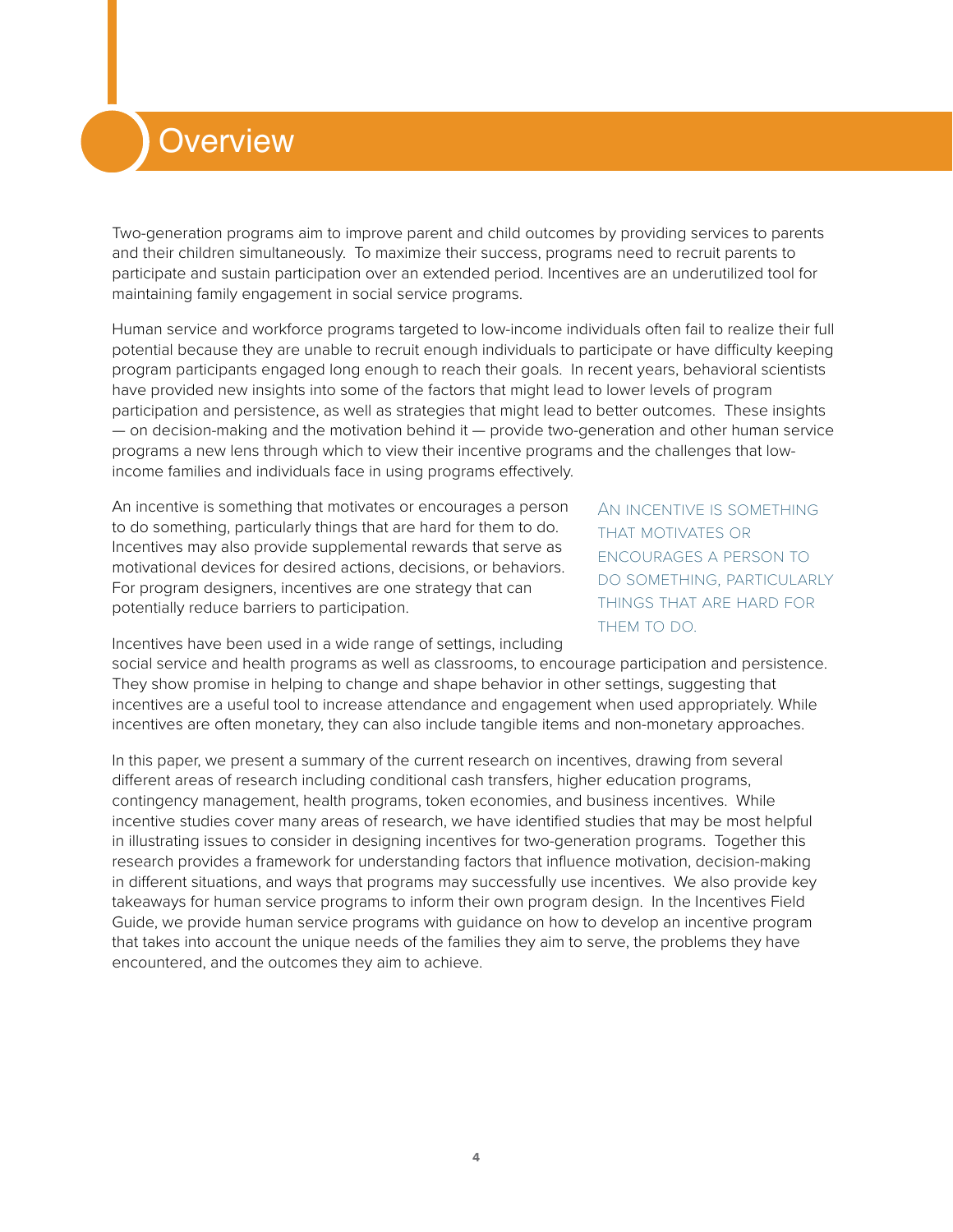# Overview

Two-generation programs aim to improve parent and child outcomes by providing services to parents and their children simultaneously. To maximize their success, programs need to recruit parents to participate and sustain participation over an extended period. Incentives are an underutilized tool for maintaining family engagement in social service programs.

Human service and workforce programs targeted to low-income individuals often fail to realize their full potential because they are unable to recruit enough individuals to participate or have difficulty keeping program participants engaged long enough to reach their goals. In recent years, behavioral scientists have provided new insights into some of the factors that might lead to lower levels of program participation and persistence, as well as strategies that might lead to better outcomes. These insights — on decision-making and the motivation behind it — provide two-generation and other human service programs a new lens through which to view their incentive programs and the challenges that low-income families and individuals face in using programs effectively.

An incentive is something that motivates or encourages a person to do something, particularly things that are hard for them to do. Incentives may also provide supplemental rewards that serve as motivational devices for desired actions, decisions, or behaviors. For program designers, incentives are one strategy that can potentially reduce barriers to participation.

> AN INCENTIVE IS SOMETHING THAT MOTIVATES OR ENCOURAGES A PERSON TO DO SOMETHING, PARTICULARLY THINGS THAT ARE HARD FOR THEM TO DO.

Incentives have been used in a wide range of settings, including social service and health programs as well as classrooms, to encourage participation and persistence. They show promise in helping to change and shape behavior in other settings, suggesting that incentives are a useful tool to increase attendance and engagement when used appropriately. While incentives are often monetary, they can also include tangible items and non-monetary approaches.

In this paper, we present a summary of the current research on incentives, drawing from several different areas of research including conditional cash transfers, higher education programs, contingency management, health programs, token economies, and business incentives. While incentive studies cover many areas of research, we have identified studies that may be most helpful in illustrating issues to consider in designing incentives for two-generation programs. Together this research provides a framework for understanding factors that influence motivation, decision-making in different situations, and ways that programs may successfully use incentives. We also provide key takeaways for human service programs to inform their own program design. In the Incentives Field Guide, we provide human service programs with guidance on how to develop an incentive program that takes into account the unique needs of the families they aim to serve, the problems they have encountered, and the outcomes they aim to achieve.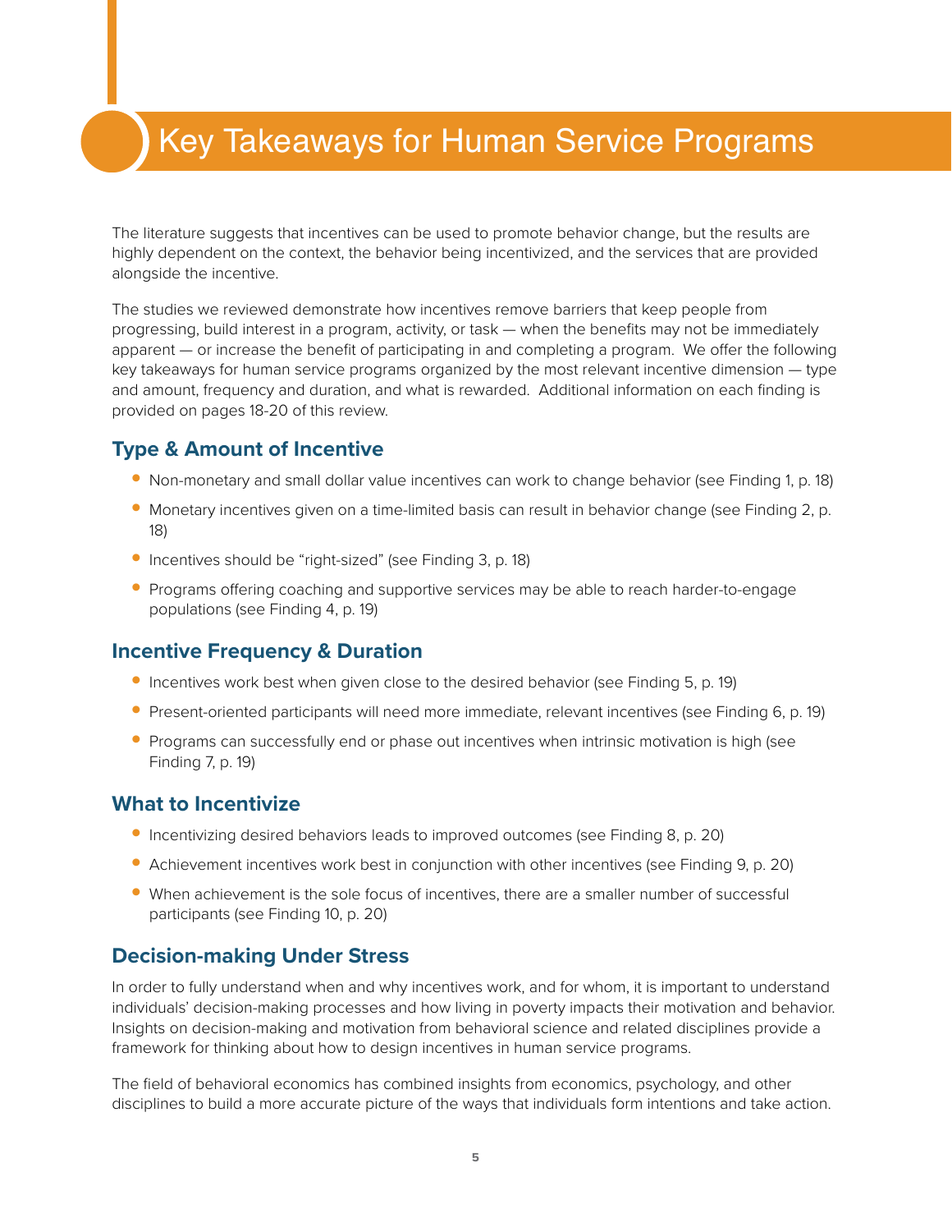# Key Takeaways for Human Service Programs

The literature suggests that incentives can be used to promote behavior change, but the results are highly dependent on the context, the behavior being incentivized, and the services that are provided alongside the incentive.

The studies we reviewed demonstrate how incentives remove barriers that keep people from progressing, build interest in a program, activity, or task — when the benefits may not be immediately apparent — or increase the benefit of participating in and completing a program. We offer the following key takeaways for human service programs organized by the most relevant incentive dimension — type and amount, frequency and duration, and what is rewarded. Additional information on each finding is provided on pages 18-20 of this review.

## Type & Amount of Incentive

- Non-monetary and small dollar value incentives can work to change behavior (see Finding 1, p. 18)
- Monetary incentives given on a time-limited basis can result in behavior change (see Finding 2, p. 18)
- Incentives should be "right-sized" (see Finding 3, p. 18)
- Programs offering coaching and supportive services may be able to reach harder-to-engage populations (see Finding 4, p. 19)

## Incentive Frequency & Duration

- Incentives work best when given close to the desired behavior (see Finding 5, p. 19)
- Present-oriented participants will need more immediate, relevant incentives (see Finding 6, p. 19)
- Programs can successfully end or phase out incentives when intrinsic motivation is high (see Finding 7, p. 19)

## What to Incentivize

- Incentivizing desired behaviors leads to improved outcomes (see Finding 8, p. 20)
- Achievement incentives work best in conjunction with other incentives (see Finding 9, p. 20)
- When achievement is the sole focus of incentives, there are a smaller number of successful participants (see Finding 10, p. 20)

## Decision-making Under Stress

In order to fully understand when and why incentives work, and for whom, it is important to understand individuals' decision-making processes and how living in poverty impacts their motivation and behavior. Insights on decision-making and motivation from behavioral science and related disciplines provide a framework for thinking about how to design incentives in human service programs.

The field of behavioral economics has combined insights from economics, psychology, and other disciplines to build a more accurate picture of the ways that individuals form intentions and take action.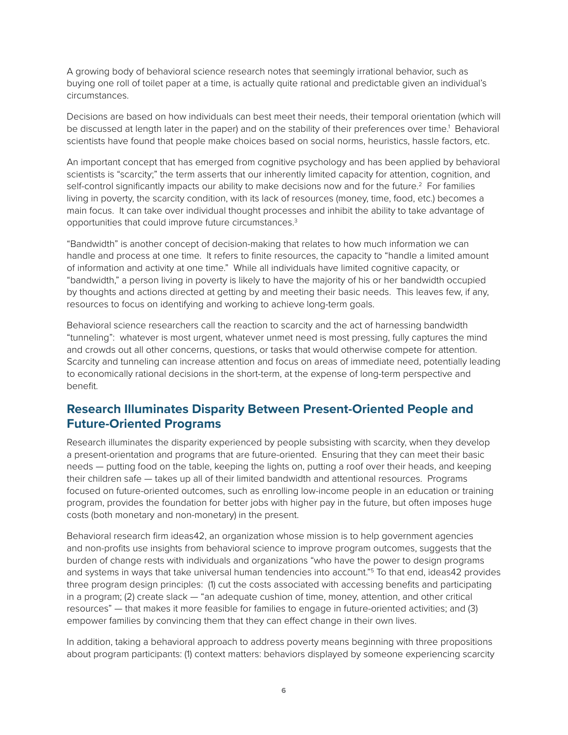A growing body of behavioral science research notes that seemingly irrational behavior, such as buying one roll of toilet paper at a time, is actually quite rational and predictable given an individual's circumstances.

Decisions are based on how individuals can best meet their needs, their temporal orientation (which will be discussed at length later in the paper) and on the stability of their preferences over time.[1] Behavioral scientists have found that people make choices based on social norms, heuristics, hassle factors, etc.

An important concept that has emerged from cognitive psychology and has been applied by behavioral scientists is "scarcity;" the term asserts that our inherently limited capacity for attention, cognition, and self-control significantly impacts our ability to make decisions now and for the future.[2] For families living in poverty, the scarcity condition, with its lack of resources (money, time, food, etc.) becomes a main focus. It can take over individual thought processes and inhibit the ability to take advantage of opportunities that could improve future circumstances.[3]

"Bandwidth" is another concept of decision-making that relates to how much information we can handle and process at one time. It refers to finite resources, the capacity to "handle a limited amount of information and activity at one time." While all individuals have limited cognitive capacity, or "bandwidth," a person living in poverty is likely to have the majority of his or her bandwidth occupied by thoughts and actions directed at getting by and meeting their basic needs. This leaves few, if any, resources to focus on identifying and working to achieve long-term goals.

Behavioral science researchers call the reaction to scarcity and the act of harnessing bandwidth "tunneling": whatever is most urgent, whatever unmet need is most pressing, fully captures the mind and crowds out all other concerns, questions, or tasks that would otherwise compete for attention. Scarcity and tunneling can increase attention and focus on areas of immediate need, potentially leading to economically rational decisions in the short-term, at the expense of long-term perspective and benefit.

## Research Illuminates Disparity Between Present-Oriented People and Future-Oriented Programs

Research illuminates the disparity experienced by people subsisting with scarcity, when they develop a present-orientation and programs that are future-oriented. Ensuring that they can meet their basic needs — putting food on the table, keeping the lights on, putting a roof over their heads, and keeping their children safe — takes up all of their limited bandwidth and attentional resources. Programs focused on future-oriented outcomes, such as enrolling low-income people in an education or training program, provides the foundation for better jobs with higher pay in the future, but often imposes huge costs (both monetary and non-monetary) in the present.

Behavioral research firm ideas42, an organization whose mission is to help government agencies and non-profits use insights from behavioral science to improve program outcomes, suggests that the burden of change rests with individuals and organizations "who have the power to design programs and systems in ways that take universal human tendencies into account."[5] To that end, ideas42 provides three program design principles: (1) cut the costs associated with accessing benefits and participating in a program; (2) create slack — "an adequate cushion of time, money, attention, and other critical resources" — that makes it more feasible for families to engage in future-oriented activities; and (3) empower families by convincing them that they can effect change in their own lives.

In addition, taking a behavioral approach to address poverty means beginning with three propositions about program participants: (1) context matters: behaviors displayed by someone experiencing scarcity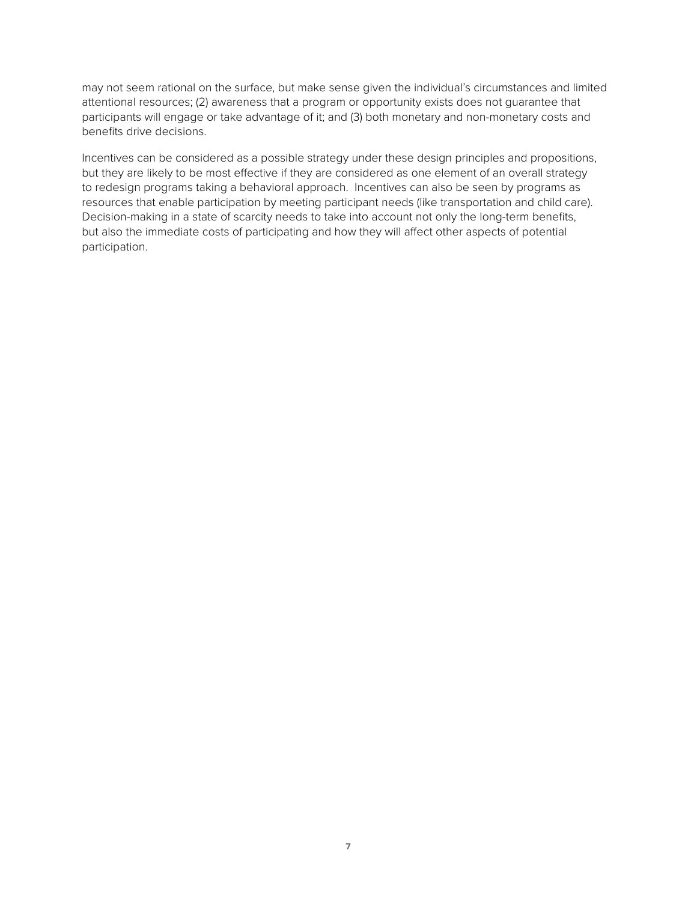may not seem rational on the surface, but make sense given the individual's circumstances and limited attentional resources; (2) awareness that a program or opportunity exists does not guarantee that participants will engage or take advantage of it; and (3) both monetary and non-monetary costs and benefits drive decisions.

Incentives can be considered as a possible strategy under these design principles and propositions, but they are likely to be most effective if they are considered as one element of an overall strategy to redesign programs taking a behavioral approach. Incentives can also be seen by programs as resources that enable participation by meeting participant needs (like transportation and child care). Decision-making in a state of scarcity needs to take into account not only the long-term benefits, but also the immediate costs of participating and how they will affect other aspects of potential participation.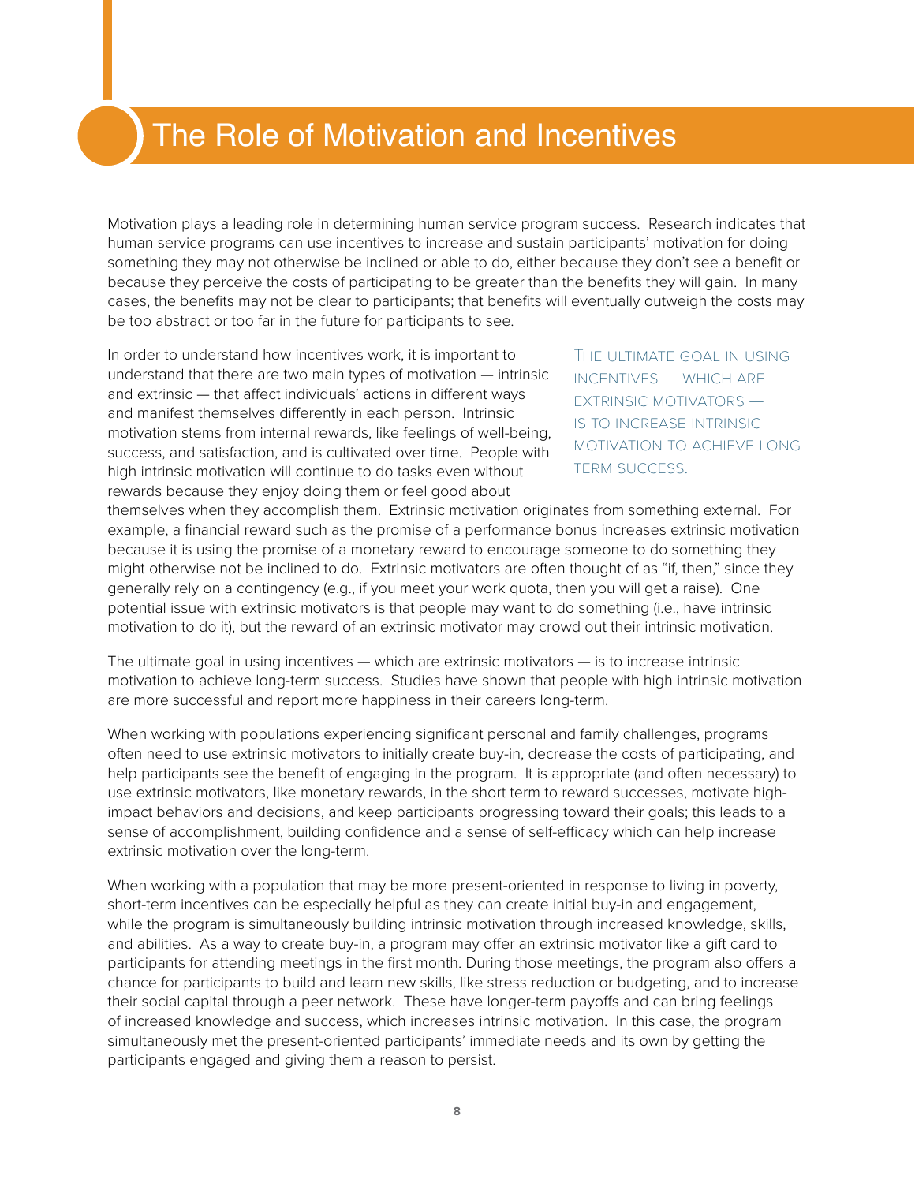# The Role of Motivation and Incentives

Motivation plays a leading role in determining human service program success. Research indicates that human service programs can use incentives to increase and sustain participants' motivation for doing something they may not otherwise be inclined or able to do, either because they don't see a benefit or because they perceive the costs of participating to be greater than the benefits they will gain. In many cases, the benefits may not be clear to participants; that benefits will eventually outweigh the costs may be too abstract or too far in the future for participants to see.

In order to understand how incentives work, it is important to understand that there are two main types of motivation — intrinsic and extrinsic — that affect individuals' actions in different ways and manifest themselves differently in each person. Intrinsic motivation stems from internal rewards, like feelings of well-being, success, and satisfaction, and is cultivated over time. People with high intrinsic motivation will continue to do tasks even without rewards because they enjoy doing them or feel good about themselves when they accomplish them. Extrinsic motivation originates from something external. For example, a financial reward such as the promise of a performance bonus increases extrinsic motivation because it is using the promise of a monetary reward to encourage someone to do something they might otherwise not be inclined to do. Extrinsic motivators are often thought of as "if, then," since they generally rely on a contingency (e.g., if you meet your work quota, then you will get a raise). One potential issue with extrinsic motivators is that people may want to do something (i.e., have intrinsic motivation to do it), but the reward of an extrinsic motivator may crowd out their intrinsic motivation.

> The ultimate goal in using incentives — which are extrinsic motivators — is to increase intrinsic motivation to achieve long-term success.

The ultimate goal in using incentives — which are extrinsic motivators — is to increase intrinsic motivation to achieve long-term success. Studies have shown that people with high intrinsic motivation are more successful and report more happiness in their careers long-term.

When working with populations experiencing significant personal and family challenges, programs often need to use extrinsic motivators to initially create buy-in, decrease the costs of participating, and help participants see the benefit of engaging in the program. It is appropriate (and often necessary) to use extrinsic motivators, like monetary rewards, in the short term to reward successes, motivate high-impact behaviors and decisions, and keep participants progressing toward their goals; this leads to a sense of accomplishment, building confidence and a sense of self-efficacy which can help increase extrinsic motivation over the long-term.

When working with a population that may be more present-oriented in response to living in poverty, short-term incentives can be especially helpful as they can create initial buy-in and engagement, while the program is simultaneously building intrinsic motivation through increased knowledge, skills, and abilities. As a way to create buy-in, a program may offer an extrinsic motivator like a gift card to participants for attending meetings in the first month. During those meetings, the program also offers a chance for participants to build and learn new skills, like stress reduction or budgeting, and to increase their social capital through a peer network. These have longer-term payoffs and can bring feelings of increased knowledge and success, which increases intrinsic motivation. In this case, the program simultaneously met the present-oriented participants' immediate needs and its own by getting the participants engaged and giving them a reason to persist.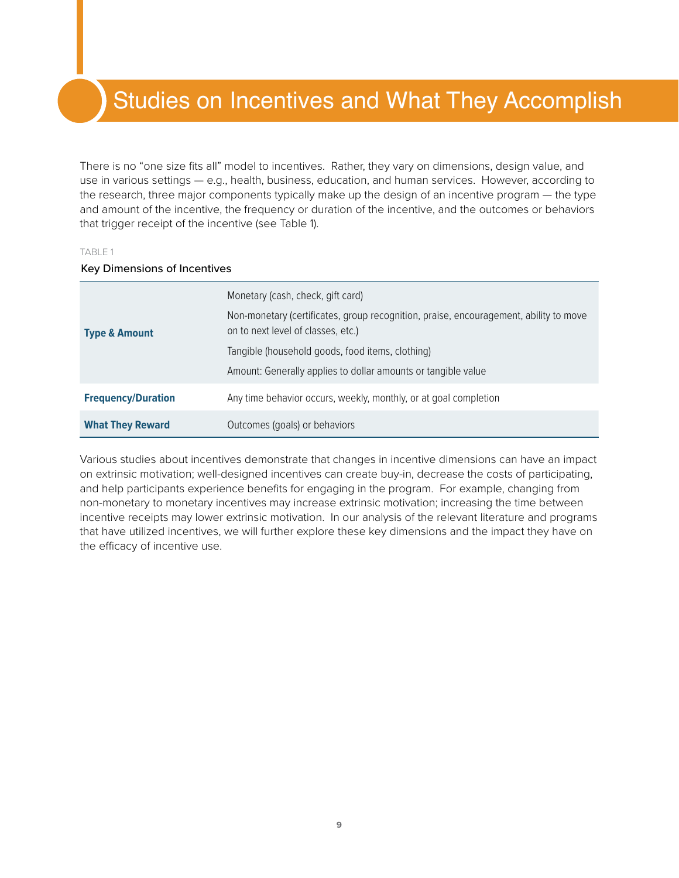# Studies on Incentives and What They Accomplish

There is no “one size fits all” model to incentives. Rather, they vary on dimensions, design value, and use in various settings — e.g., health, business, education, and human services. However, according to the research, three major components typically make up the design of an incentive program — the type and amount of the incentive, the frequency or duration of the incentive, and the outcomes or behaviors that trigger receipt of the incentive (see Table 1).

TABLE 1

Key Dimensions of Incentives

| | |
|---|---|
| **Type & Amount** | Monetary (cash, check, gift card)<br>Non-monetary (certificates, group recognition, praise, encouragement, ability to move on to next level of classes, etc.)<br>Tangible (household goods, food items, clothing)<br>Amount: Generally applies to dollar amounts or tangible value |
| **Frequency/Duration** | Any time behavior occurs, weekly, monthly, or at goal completion |
| **What They Reward** | Outcomes (goals) or behaviors |

Various studies about incentives demonstrate that changes in incentive dimensions can have an impact on extrinsic motivation; well-designed incentives can create buy-in, decrease the costs of participating, and help participants experience benefits for engaging in the program. For example, changing from non-monetary to monetary incentives may increase extrinsic motivation; increasing the time between incentive receipts may lower extrinsic motivation. In our analysis of the relevant literature and programs that have utilized incentives, we will further explore these key dimensions and the impact they have on the efficacy of incentive use.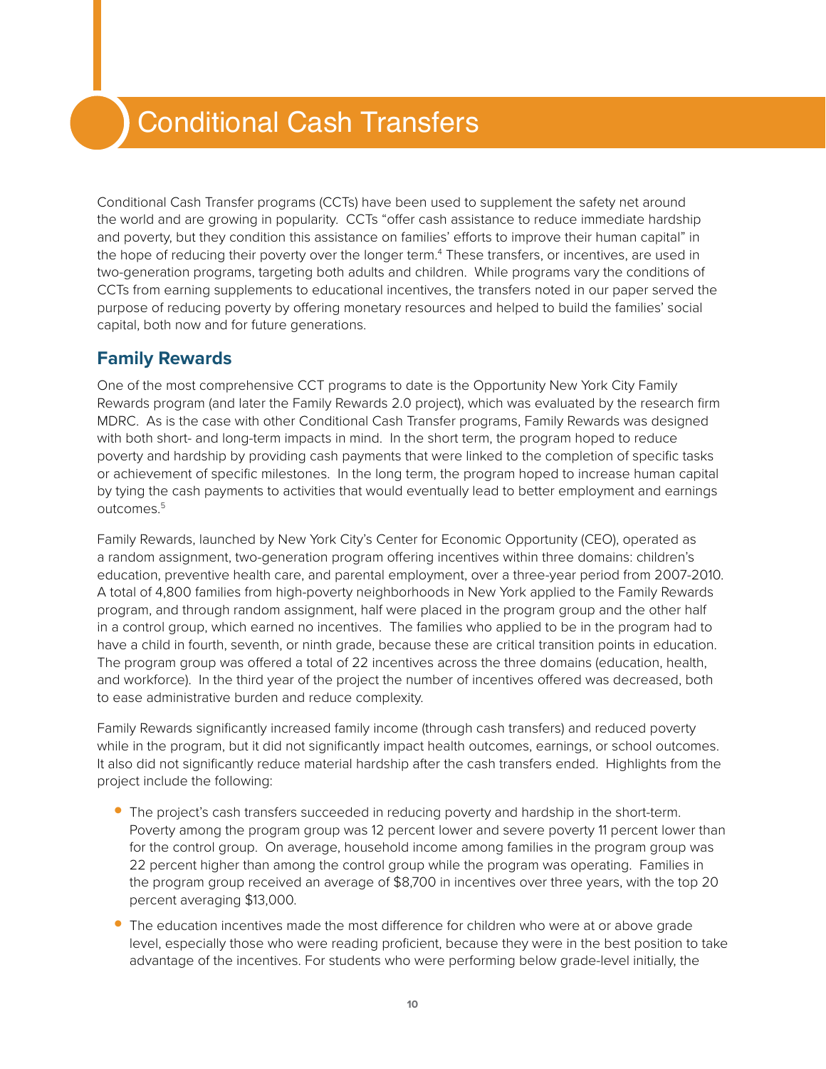# Conditional Cash Transfers

Conditional Cash Transfer programs (CCTs) have been used to supplement the safety net around the world and are growing in popularity. CCTs "offer cash assistance to reduce immediate hardship and poverty, but they condition this assistance on families' efforts to improve their human capital" in the hope of reducing their poverty over the longer term.[4] These transfers, or incentives, are used in two-generation programs, targeting both adults and children. While programs vary the conditions of CCTs from earning supplements to educational incentives, the transfers noted in our paper served the purpose of reducing poverty by offering monetary resources and helped to build the families' social capital, both now and for future generations.

## Family Rewards

One of the most comprehensive CCT programs to date is the Opportunity New York City Family Rewards program (and later the Family Rewards 2.0 project), which was evaluated by the research firm MDRC. As is the case with other Conditional Cash Transfer programs, Family Rewards was designed with both short- and long-term impacts in mind. In the short term, the program hoped to reduce poverty and hardship by providing cash payments that were linked to the completion of specific tasks or achievement of specific milestones. In the long term, the program hoped to increase human capital by tying the cash payments to activities that would eventually lead to better employment and earnings outcomes.[5]

Family Rewards, launched by New York City's Center for Economic Opportunity (CEO), operated as a random assignment, two-generation program offering incentives within three domains: children's education, preventive health care, and parental employment, over a three-year period from 2007-2010. A total of 4,800 families from high-poverty neighborhoods in New York applied to the Family Rewards program, and through random assignment, half were placed in the program group and the other half in a control group, which earned no incentives. The families who applied to be in the program had to have a child in fourth, seventh, or ninth grade, because these are critical transition points in education. The program group was offered a total of 22 incentives across the three domains (education, health, and workforce). In the third year of the project the number of incentives offered was decreased, both to ease administrative burden and reduce complexity.

Family Rewards significantly increased family income (through cash transfers) and reduced poverty while in the program, but it did not significantly impact health outcomes, earnings, or school outcomes. It also did not significantly reduce material hardship after the cash transfers ended. Highlights from the project include the following:

- The project's cash transfers succeeded in reducing poverty and hardship in the short-term. Poverty among the program group was 12 percent lower and severe poverty 11 percent lower than for the control group. On average, household income among families in the program group was 22 percent higher than among the control group while the program was operating. Families in the program group received an average of $8,700 in incentives over three years, with the top 20 percent averaging $13,000.
- The education incentives made the most difference for children who were at or above grade level, especially those who were reading proficient, because they were in the best position to take advantage of the incentives. For students who were performing below grade-level initially, the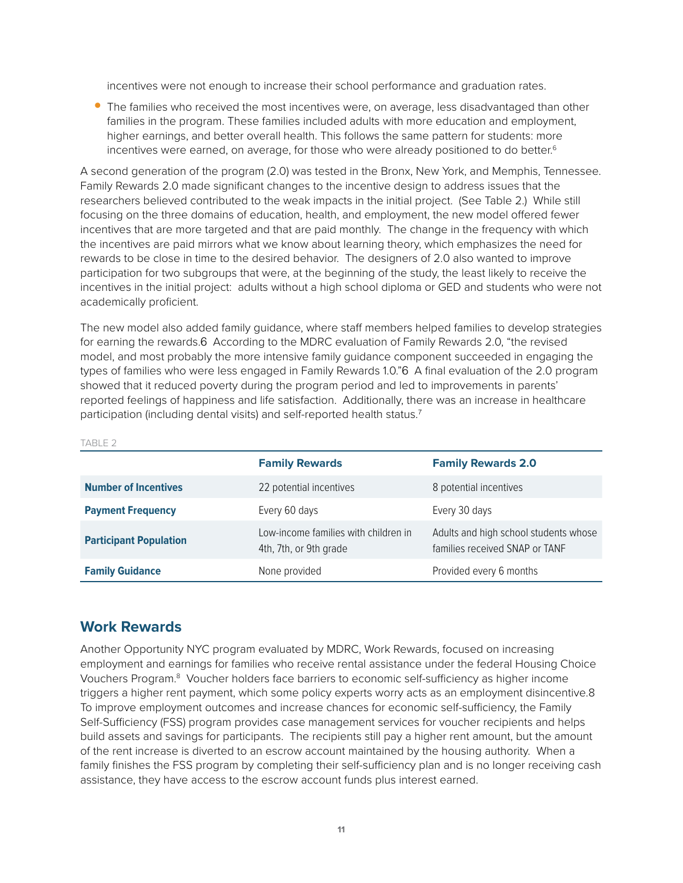incentives were not enough to increase their school performance and graduation rates.

- The families who received the most incentives were, on average, less disadvantaged than other families in the program. These families included adults with more education and employment, higher earnings, and better overall health. This follows the same pattern for students: more incentives were earned, on average, for those who were already positioned to do better.[6]

A second generation of the program (2.0) was tested in the Bronx, New York, and Memphis, Tennessee. Family Rewards 2.0 made significant changes to the incentive design to address issues that the researchers believed contributed to the weak impacts in the initial project. (See Table 2.) While still focusing on the three domains of education, health, and employment, the new model offered fewer incentives that are more targeted and that are paid monthly. The change in the frequency with which the incentives are paid mirrors what we know about learning theory, which emphasizes the need for rewards to be close in time to the desired behavior. The designers of 2.0 also wanted to improve participation for two subgroups that were, at the beginning of the study, the least likely to receive the incentives in the initial project: adults without a high school diploma or GED and students who were not academically proficient.

The new model also added family guidance, where staff members helped families to develop strategies for earning the rewards.6 According to the MDRC evaluation of Family Rewards 2.0, "the revised model, and most probably the more intensive family guidance component succeeded in engaging the types of families who were less engaged in Family Rewards 1.0."6 A final evaluation of the 2.0 program showed that it reduced poverty during the program period and led to improvements in parents' reported feelings of happiness and life satisfaction. Additionally, there was an increase in healthcare participation (including dental visits) and self-reported health status.[7]

TABLE 2

| | Family Rewards | Family Rewards 2.0 |
|---|---|---|
| **Number of Incentives** | 22 potential incentives | 8 potential incentives |
| **Payment Frequency** | Every 60 days | Every 30 days |
| **Participant Population** | Low-income families with children in 4th, 7th, or 9th grade | Adults and high school students whose families received SNAP or TANF |
| **Family Guidance** | None provided | Provided every 6 months |

## Work Rewards

Another Opportunity NYC program evaluated by MDRC, Work Rewards, focused on increasing employment and earnings for families who receive rental assistance under the federal Housing Choice Vouchers Program.[8] Voucher holders face barriers to economic self-sufficiency as higher income triggers a higher rent payment, which some policy experts worry acts as an employment disincentive.8 To improve employment outcomes and increase chances for economic self-sufficiency, the Family Self-Sufficiency (FSS) program provides case management services for voucher recipients and helps build assets and savings for participants. The recipients still pay a higher rent amount, but the amount of the rent increase is diverted to an escrow account maintained by the housing authority. When a family finishes the FSS program by completing their self-sufficiency plan and is no longer receiving cash assistance, they have access to the escrow account funds plus interest earned.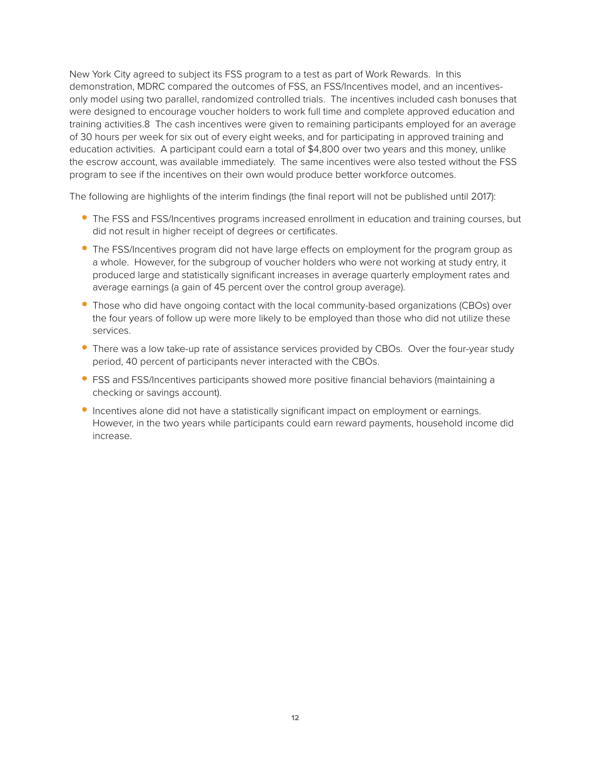New York City agreed to subject its FSS program to a test as part of Work Rewards. In this demonstration, MDRC compared the outcomes of FSS, an FSS/Incentives model, and an incentives-only model using two parallel, randomized controlled trials. The incentives included cash bonuses that were designed to encourage voucher holders to work full time and complete approved education and training activities.[8] The cash incentives were given to remaining participants employed for an average of 30 hours per week for six out of every eight weeks, and for participating in approved training and education activities. A participant could earn a total of $4,800 over two years and this money, unlike the escrow account, was available immediately. The same incentives were also tested without the FSS program to see if the incentives on their own would produce better workforce outcomes.

The following are highlights of the interim findings (the final report will not be published until 2017):

- The FSS and FSS/Incentives programs increased enrollment in education and training courses, but did not result in higher receipt of degrees or certificates.
- The FSS/Incentives program did not have large effects on employment for the program group as a whole. However, for the subgroup of voucher holders who were not working at study entry, it produced large and statistically significant increases in average quarterly employment rates and average earnings (a gain of 45 percent over the control group average).
- Those who did have ongoing contact with the local community-based organizations (CBOs) over the four years of follow up were more likely to be employed than those who did not utilize these services.
- There was a low take-up rate of assistance services provided by CBOs. Over the four-year study period, 40 percent of participants never interacted with the CBOs.
- FSS and FSS/Incentives participants showed more positive financial behaviors (maintaining a checking or savings account).
- Incentives alone did not have a statistically significant impact on employment or earnings. However, in the two years while participants could earn reward payments, household income did increase.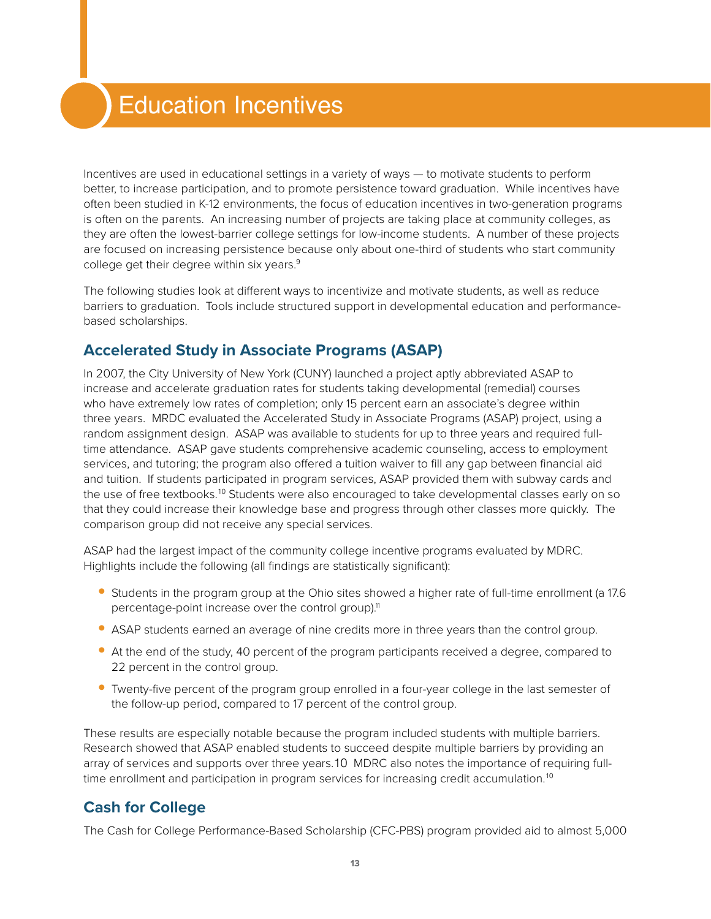# Education Incentives

Incentives are used in educational settings in a variety of ways — to motivate students to perform better, to increase participation, and to promote persistence toward graduation. While incentives have often been studied in K-12 environments, the focus of education incentives in two-generation programs is often on the parents. An increasing number of projects are taking place at community colleges, as they are often the lowest-barrier college settings for low-income students. A number of these projects are focused on increasing persistence because only about one-third of students who start community college get their degree within six years.[9]

The following studies look at different ways to incentivize and motivate students, as well as reduce barriers to graduation. Tools include structured support in developmental education and performance-based scholarships.

## Accelerated Study in Associate Programs (ASAP)

In 2007, the City University of New York (CUNY) launched a project aptly abbreviated ASAP to increase and accelerate graduation rates for students taking developmental (remedial) courses who have extremely low rates of completion; only 15 percent earn an associate's degree within three years. MRDC evaluated the Accelerated Study in Associate Programs (ASAP) project, using a random assignment design. ASAP was available to students for up to three years and required full-time attendance. ASAP gave students comprehensive academic counseling, access to employment services, and tutoring; the program also offered a tuition waiver to fill any gap between financial aid and tuition. If students participated in program services, ASAP provided them with subway cards and the use of free textbooks.[10] Students were also encouraged to take developmental classes early on so that they could increase their knowledge base and progress through other classes more quickly. The comparison group did not receive any special services.

ASAP had the largest impact of the community college incentive programs evaluated by MDRC. Highlights include the following (all findings are statistically significant):

- Students in the program group at the Ohio sites showed a higher rate of full-time enrollment (a 17.6 percentage-point increase over the control group).[11]
- ASAP students earned an average of nine credits more in three years than the control group.
- At the end of the study, 40 percent of the program participants received a degree, compared to 22 percent in the control group.
- Twenty-five percent of the program group enrolled in a four-year college in the last semester of the follow-up period, compared to 17 percent of the control group.

These results are especially notable because the program included students with multiple barriers. Research showed that ASAP enabled students to succeed despite multiple barriers by providing an array of services and supports over three years.10 MDRC also notes the importance of requiring full-time enrollment and participation in program services for increasing credit accumulation.[10]

## Cash for College

The Cash for College Performance-Based Scholarship (CFC-PBS) program provided aid to almost 5,000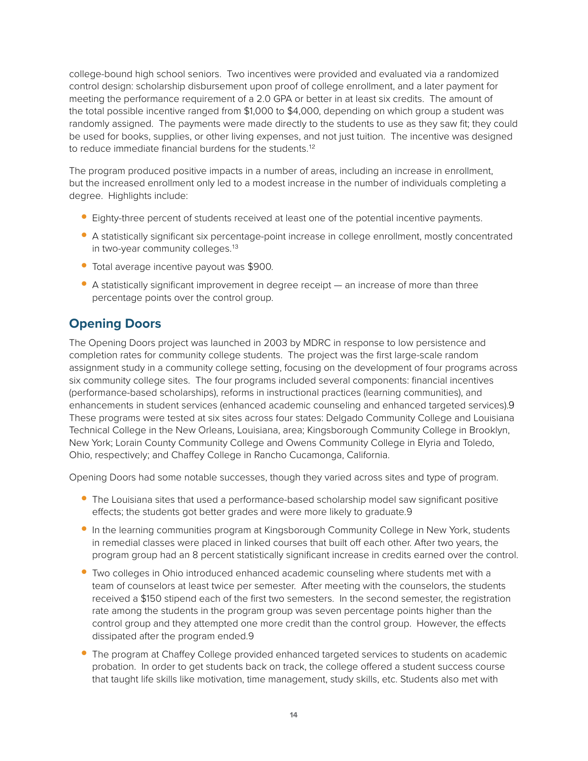college-bound high school seniors. Two incentives were provided and evaluated via a randomized control design: scholarship disbursement upon proof of college enrollment, and a later payment for meeting the performance requirement of a 2.0 GPA or better in at least six credits. The amount of the total possible incentive ranged from $1,000 to $4,000, depending on which group a student was randomly assigned. The payments were made directly to the students to use as they saw fit; they could be used for books, supplies, or other living expenses, and not just tuition. The incentive was designed to reduce immediate financial burdens for the students.[12]

The program produced positive impacts in a number of areas, including an increase in enrollment, but the increased enrollment only led to a modest increase in the number of individuals completing a degree. Highlights include:

- Eighty-three percent of students received at least one of the potential incentive payments.
- A statistically significant six percentage-point increase in college enrollment, mostly concentrated in two-year community colleges.[13]
- Total average incentive payout was $900.
- A statistically significant improvement in degree receipt — an increase of more than three percentage points over the control group.

## Opening Doors

The Opening Doors project was launched in 2003 by MDRC in response to low persistence and completion rates for community college students. The project was the first large-scale random assignment study in a community college setting, focusing on the development of four programs across six community college sites. The four programs included several components: financial incentives (performance-based scholarships), reforms in instructional practices (learning communities), and enhancements in student services (enhanced academic counseling and enhanced targeted services).9 These programs were tested at six sites across four states: Delgado Community College and Louisiana Technical College in the New Orleans, Louisiana, area; Kingsborough Community College in Brooklyn, New York; Lorain County Community College and Owens Community College in Elyria and Toledo, Ohio, respectively; and Chaffey College in Rancho Cucamonga, California.

Opening Doors had some notable successes, though they varied across sites and type of program.

- The Louisiana sites that used a performance-based scholarship model saw significant positive effects; the students got better grades and were more likely to graduate.9
- In the learning communities program at Kingsborough Community College in New York, students in remedial classes were placed in linked courses that built off each other. After two years, the program group had an 8 percent statistically significant increase in credits earned over the control.
- Two colleges in Ohio introduced enhanced academic counseling where students met with a team of counselors at least twice per semester. After meeting with the counselors, the students received a $150 stipend each of the first two semesters. In the second semester, the registration rate among the students in the program group was seven percentage points higher than the control group and they attempted one more credit than the control group. However, the effects dissipated after the program ended.9
- The program at Chaffey College provided enhanced targeted services to students on academic probation. In order to get students back on track, the college offered a student success course that taught life skills like motivation, time management, study skills, etc. Students also met with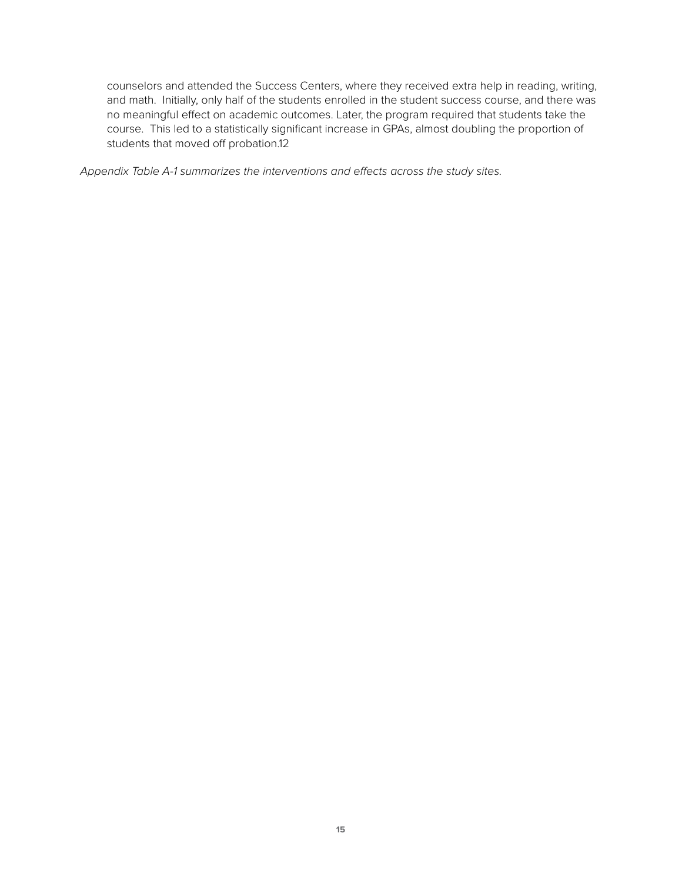counselors and attended the Success Centers, where they received extra help in reading, writing, and math. Initially, only half of the students enrolled in the student success course, and there was no meaningful effect on academic outcomes. Later, the program required that students take the course. This led to a statistically significant increase in GPAs, almost doubling the proportion of students that moved off probation.[12]

*Appendix Table A-1 summarizes the interventions and effects across the study sites.*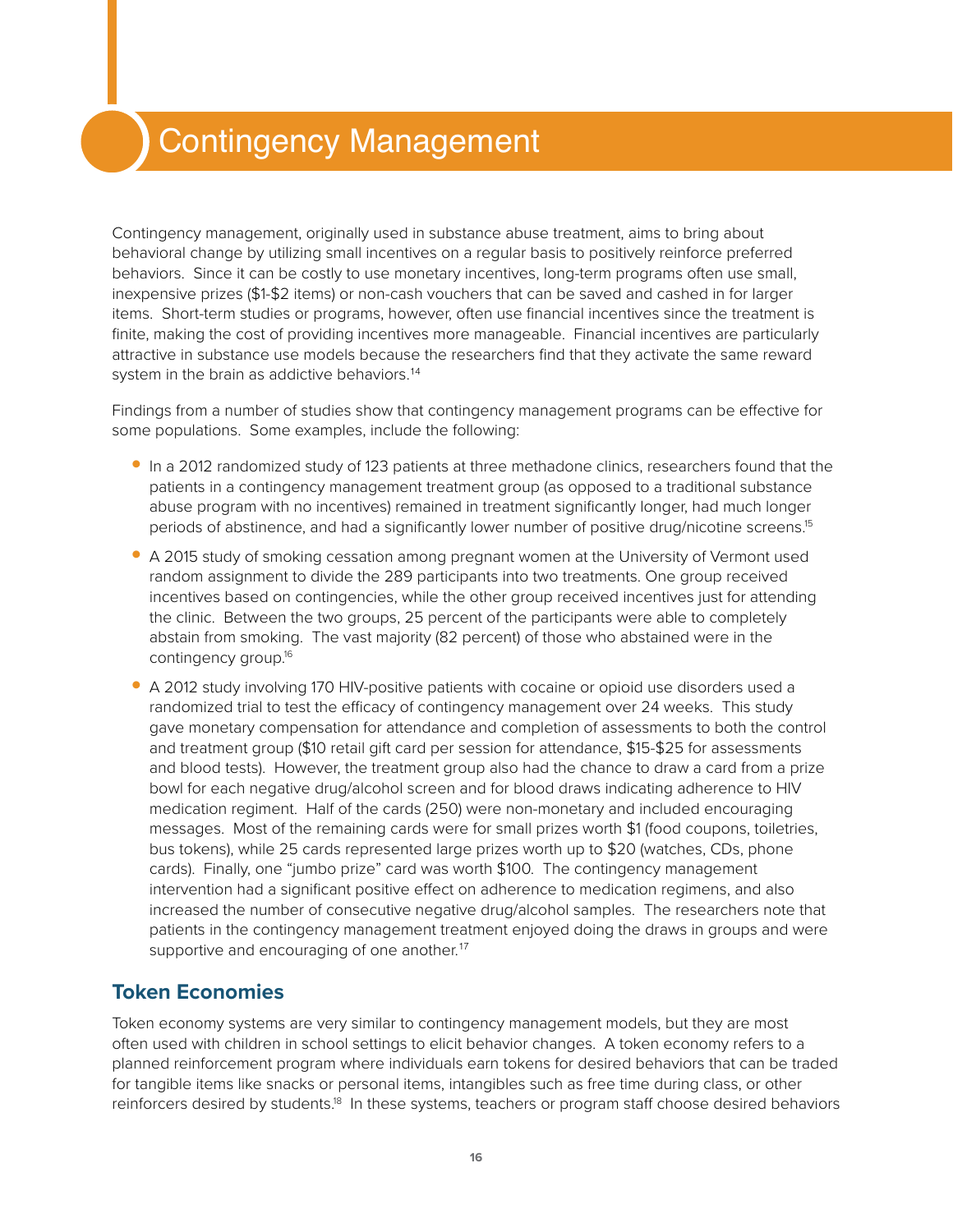# Contingency Management

Contingency management, originally used in substance abuse treatment, aims to bring about behavioral change by utilizing small incentives on a regular basis to positively reinforce preferred behaviors. Since it can be costly to use monetary incentives, long-term programs often use small, inexpensive prizes ($1-$2 items) or non-cash vouchers that can be saved and cashed in for larger items. Short-term studies or programs, however, often use financial incentives since the treatment is finite, making the cost of providing incentives more manageable. Financial incentives are particularly attractive in substance use models because the researchers find that they activate the same reward system in the brain as addictive behaviors.[14]

Findings from a number of studies show that contingency management programs can be effective for some populations. Some examples, include the following:

- In a 2012 randomized study of 123 patients at three methadone clinics, researchers found that the patients in a contingency management treatment group (as opposed to a traditional substance abuse program with no incentives) remained in treatment significantly longer, had much longer periods of abstinence, and had a significantly lower number of positive drug/nicotine screens.[15]
- A 2015 study of smoking cessation among pregnant women at the University of Vermont used random assignment to divide the 289 participants into two treatments. One group received incentives based on contingencies, while the other group received incentives just for attending the clinic. Between the two groups, 25 percent of the participants were able to completely abstain from smoking. The vast majority (82 percent) of those who abstained were in the contingency group.[16]
- A 2012 study involving 170 HIV-positive patients with cocaine or opioid use disorders used a randomized trial to test the efficacy of contingency management over 24 weeks. This study gave monetary compensation for attendance and completion of assessments to both the control and treatment group ($10 retail gift card per session for attendance, $15-$25 for assessments and blood tests). However, the treatment group also had the chance to draw a card from a prize bowl for each negative drug/alcohol screen and for blood draws indicating adherence to HIV medication regiment. Half of the cards (250) were non-monetary and included encouraging messages. Most of the remaining cards were for small prizes worth $1 (food coupons, toiletries, bus tokens), while 25 cards represented large prizes worth up to $20 (watches, CDs, phone cards). Finally, one "jumbo prize" card was worth $100. The contingency management intervention had a significant positive effect on adherence to medication regimens, and also increased the number of consecutive negative drug/alcohol samples. The researchers note that patients in the contingency management treatment enjoyed doing the draws in groups and were supportive and encouraging of one another.[17]

## Token Economies

Token economy systems are very similar to contingency management models, but they are most often used with children in school settings to elicit behavior changes. A token economy refers to a planned reinforcement program where individuals earn tokens for desired behaviors that can be traded for tangible items like snacks or personal items, intangibles such as free time during class, or other reinforcers desired by students.[18] In these systems, teachers or program staff choose desired behaviors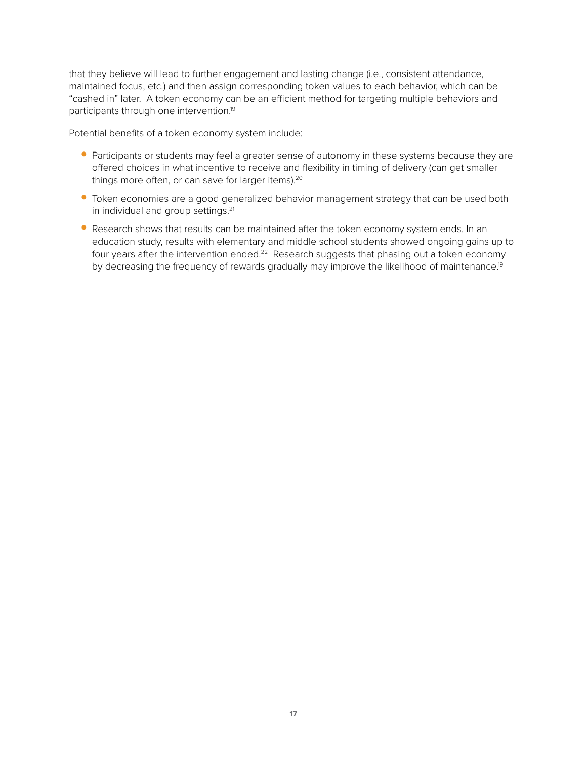that they believe will lead to further engagement and lasting change (i.e., consistent attendance, maintained focus, etc.) and then assign corresponding token values to each behavior, which can be "cashed in" later. A token economy can be an efficient method for targeting multiple behaviors and participants through one intervention.[19]

Potential benefits of a token economy system include:

- Participants or students may feel a greater sense of autonomy in these systems because they are offered choices in what incentive to receive and flexibility in timing of delivery (can get smaller things more often, or can save for larger items).[20]
- Token economies are a good generalized behavior management strategy that can be used both in individual and group settings.[21]
- Research shows that results can be maintained after the token economy system ends. In an education study, results with elementary and middle school students showed ongoing gains up to four years after the intervention ended.[22] Research suggests that phasing out a token economy by decreasing the frequency of rewards gradually may improve the likelihood of maintenance.[19]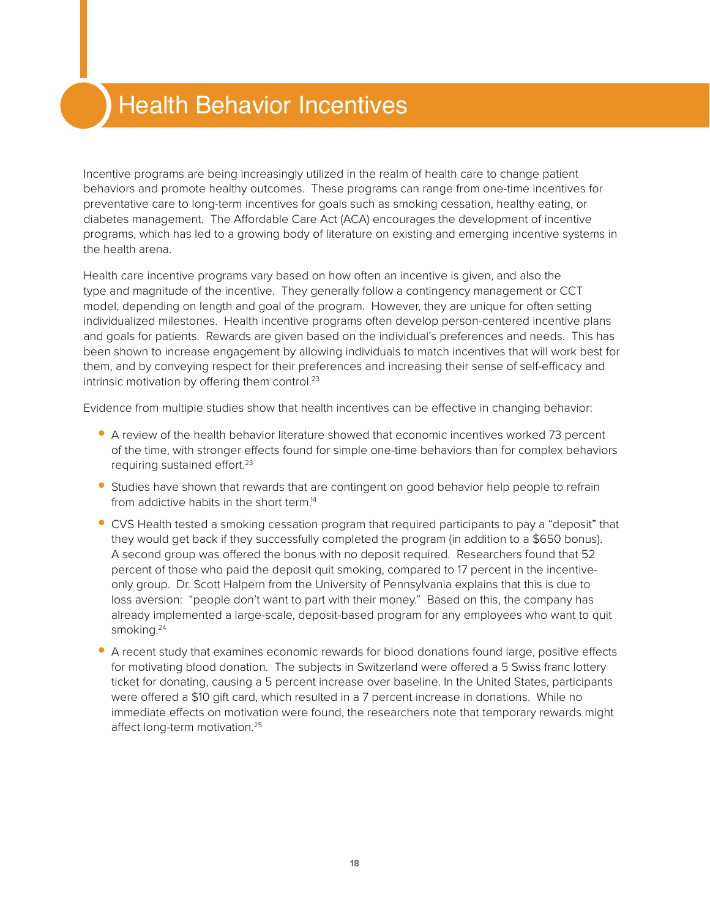# Health Behavior Incentives

Incentive programs are being increasingly utilized in the realm of health care to change patient behaviors and promote healthy outcomes. These programs can range from one-time incentives for preventative care to long-term incentives for goals such as smoking cessation, healthy eating, or diabetes management. The Affordable Care Act (ACA) encourages the development of incentive programs, which has led to a growing body of literature on existing and emerging incentive systems in the health arena.

Health care incentive programs vary based on how often an incentive is given, and also the type and magnitude of the incentive. They generally follow a contingency management or CCT model, depending on length and goal of the program. However, they are unique for often setting individualized milestones. Health incentive programs often develop person-centered incentive plans and goals for patients. Rewards are given based on the individual's preferences and needs. This has been shown to increase engagement by allowing individuals to match incentives that will work best for them, and by conveying respect for their preferences and increasing their sense of self-efficacy and intrinsic motivation by offering them control.[23]

Evidence from multiple studies show that health incentives can be effective in changing behavior:

- A review of the health behavior literature showed that economic incentives worked 73 percent of the time, with stronger effects found for simple one-time behaviors than for complex behaviors requiring sustained effort.[23]
- Studies have shown that rewards that are contingent on good behavior help people to refrain from addictive habits in the short term.[14]
- CVS Health tested a smoking cessation program that required participants to pay a "deposit" that they would get back if they successfully completed the program (in addition to a $650 bonus). A second group was offered the bonus with no deposit required. Researchers found that 52 percent of those who paid the deposit quit smoking, compared to 17 percent in the incentive-only group. Dr. Scott Halpern from the University of Pennsylvania explains that this is due to loss aversion: "people don't want to part with their money." Based on this, the company has already implemented a large-scale, deposit-based program for any employees who want to quit smoking.[24]
- A recent study that examines economic rewards for blood donations found large, positive effects for motivating blood donation. The subjects in Switzerland were offered a 5 Swiss franc lottery ticket for donating, causing a 5 percent increase over baseline. In the United States, participants were offered a $10 gift card, which resulted in a 7 percent increase in donations. While no immediate effects on motivation were found, the researchers note that temporary rewards might affect long-term motivation.[25]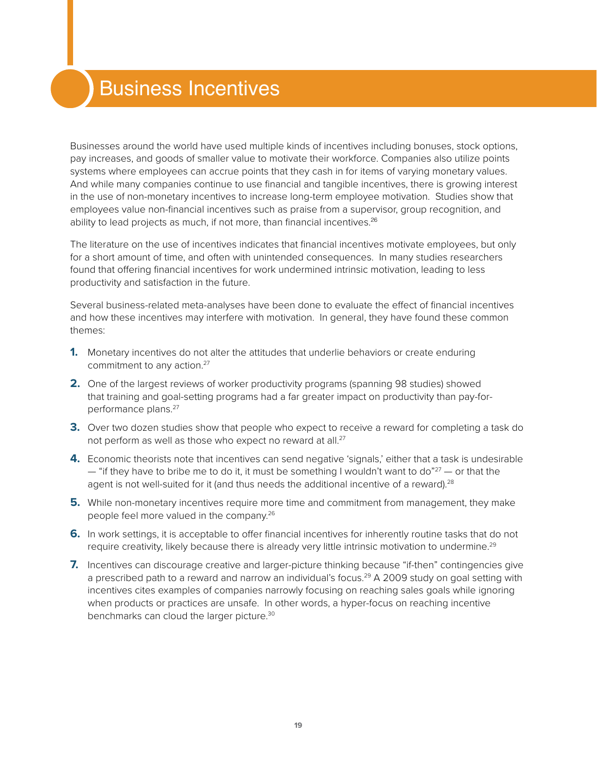# Business Incentives

Businesses around the world have used multiple kinds of incentives including bonuses, stock options, pay increases, and goods of smaller value to motivate their workforce. Companies also utilize points systems where employees can accrue points that they cash in for items of varying monetary values. And while many companies continue to use financial and tangible incentives, there is growing interest in the use of non-monetary incentives to increase long-term employee motivation. Studies show that employees value non-financial incentives such as praise from a supervisor, group recognition, and ability to lead projects as much, if not more, than financial incentives.[26]

The literature on the use of incentives indicates that financial incentives motivate employees, but only for a short amount of time, and often with unintended consequences. In many studies researchers found that offering financial incentives for work undermined intrinsic motivation, leading to less productivity and satisfaction in the future.

Several business-related meta-analyses have been done to evaluate the effect of financial incentives and how these incentives may interfere with motivation. In general, they have found these common themes:

1. Monetary incentives do not alter the attitudes that underlie behaviors or create enduring commitment to any action.[27]
2. One of the largest reviews of worker productivity programs (spanning 98 studies) showed that training and goal-setting programs had a far greater impact on productivity than pay-for-performance plans.[27]
3. Over two dozen studies show that people who expect to receive a reward for completing a task do not perform as well as those who expect no reward at all.[27]
4. Economic theorists note that incentives can send negative 'signals,' either that a task is undesirable — "if they have to bribe me to do it, it must be something I wouldn't want to do"[27] — or that the agent is not well-suited for it (and thus needs the additional incentive of a reward).[28]
5. While non-monetary incentives require more time and commitment from management, they make people feel more valued in the company.[26]
6. In work settings, it is acceptable to offer financial incentives for inherently routine tasks that do not require creativity, likely because there is already very little intrinsic motivation to undermine.[29]
7. Incentives can discourage creative and larger-picture thinking because "if-then" contingencies give a prescribed path to a reward and narrow an individual's focus.[29] A 2009 study on goal setting with incentives cites examples of companies narrowly focusing on reaching sales goals while ignoring when products or practices are unsafe. In other words, a hyper-focus on reaching incentive benchmarks can cloud the larger picture.[30]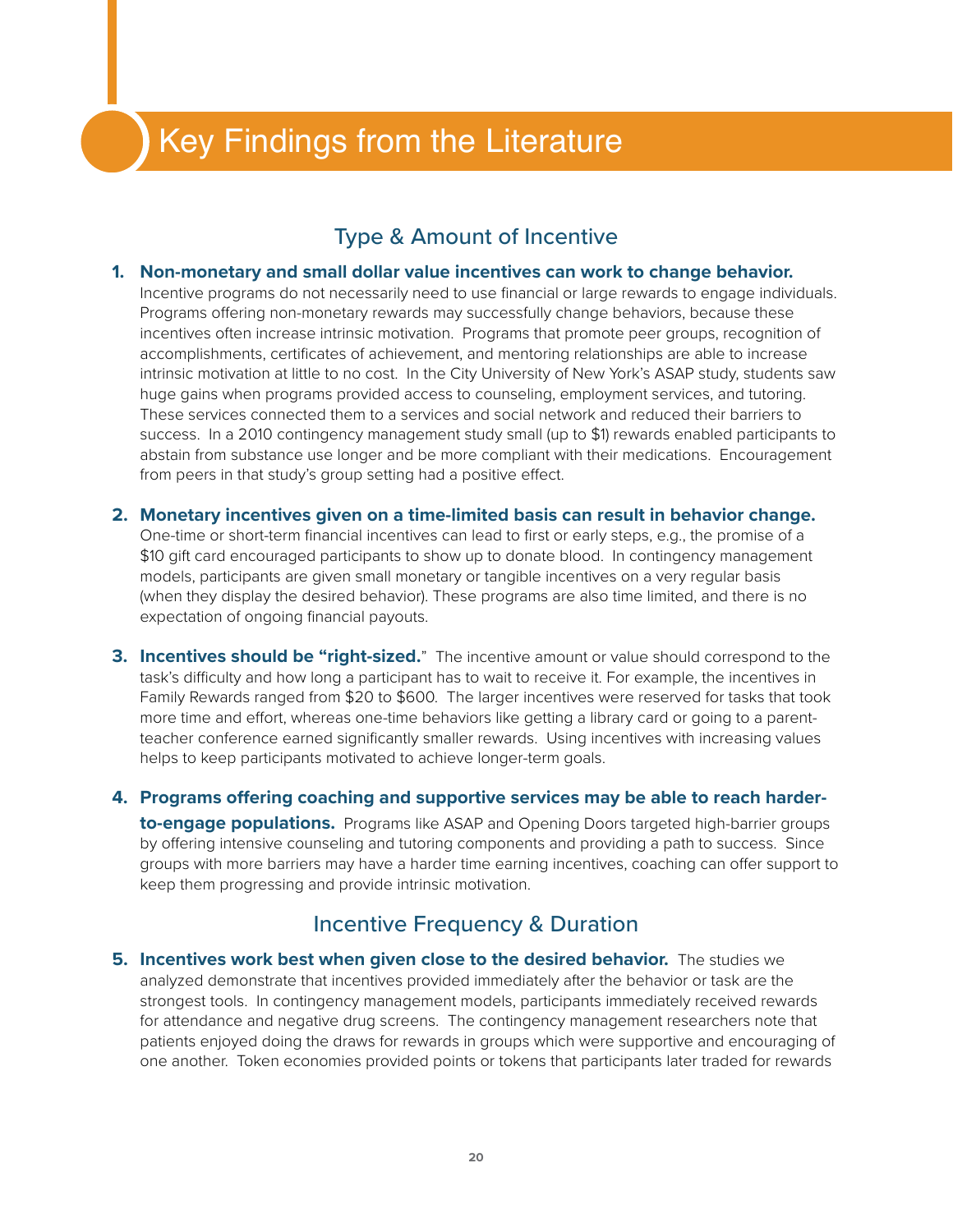# Key Findings from the Literature

## Type & Amount of Incentive

1. **Non-monetary and small dollar value incentives can work to change behavior.** Incentive programs do not necessarily need to use financial or large rewards to engage individuals. Programs offering non-monetary rewards may successfully change behaviors, because these incentives often increase intrinsic motivation. Programs that promote peer groups, recognition of accomplishments, certificates of achievement, and mentoring relationships are able to increase intrinsic motivation at little to no cost. In the City University of New York's ASAP study, students saw huge gains when programs provided access to counseling, employment services, and tutoring. These services connected them to a services and social network and reduced their barriers to success. In a 2010 contingency management study small (up to $1) rewards enabled participants to abstain from substance use longer and be more compliant with their medications. Encouragement from peers in that study's group setting had a positive effect.

2. **Monetary incentives given on a time-limited basis can result in behavior change.** One-time or short-term financial incentives can lead to first or early steps, e.g., the promise of a $10 gift card encouraged participants to show up to donate blood. In contingency management models, participants are given small monetary or tangible incentives on a very regular basis (when they display the desired behavior). These programs are also time limited, and there is no expectation of ongoing financial payouts.

3. **Incentives should be "right-sized."** The incentive amount or value should correspond to the task's difficulty and how long a participant has to wait to receive it. For example, the incentives in Family Rewards ranged from $20 to $600. The larger incentives were reserved for tasks that took more time and effort, whereas one-time behaviors like getting a library card or going to a parent-teacher conference earned significantly smaller rewards. Using incentives with increasing values helps to keep participants motivated to achieve longer-term goals.

4. **Programs offering coaching and supportive services may be able to reach harder-to-engage populations.** Programs like ASAP and Opening Doors targeted high-barrier groups by offering intensive counseling and tutoring components and providing a path to success. Since groups with more barriers may have a harder time earning incentives, coaching can offer support to keep them progressing and provide intrinsic motivation.

## Incentive Frequency & Duration

5. **Incentives work best when given close to the desired behavior.** The studies we analyzed demonstrate that incentives provided immediately after the behavior or task are the strongest tools. In contingency management models, participants immediately received rewards for attendance and negative drug screens. The contingency management researchers note that patients enjoyed doing the draws for rewards in groups which were supportive and encouraging of one another. Token economies provided points or tokens that participants later traded for rewards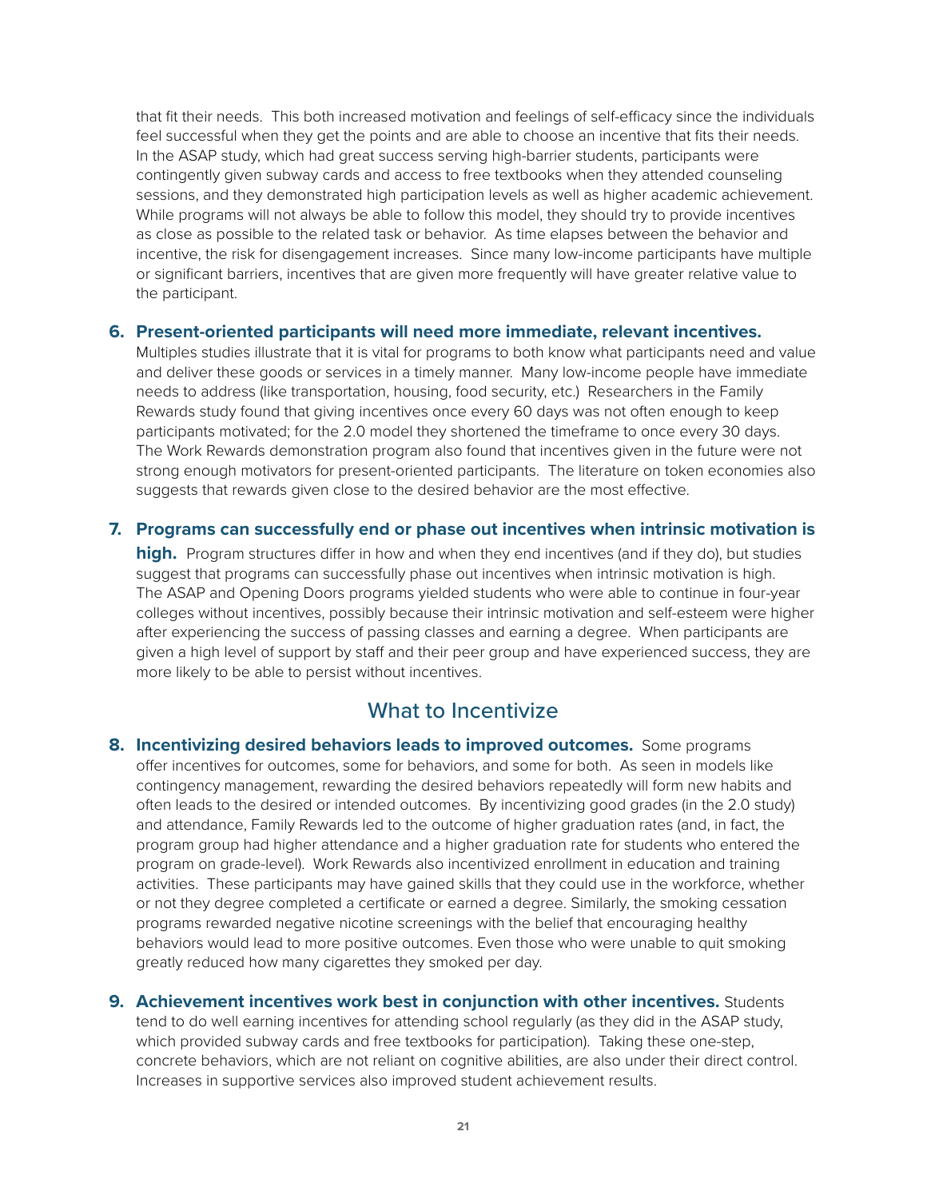that fit their needs. This both increased motivation and feelings of self-efficacy since the individuals feel successful when they get the points and are able to choose an incentive that fits their needs. In the ASAP study, which had great success serving high-barrier students, participants were contingently given subway cards and access to free textbooks when they attended counseling sessions, and they demonstrated high participation levels as well as higher academic achievement. While programs will not always be able to follow this model, they should try to provide incentives as close as possible to the related task or behavior. As time elapses between the behavior and incentive, the risk for disengagement increases. Since many low-income participants have multiple or significant barriers, incentives that are given more frequently will have greater relative value to the participant.

6. **Present-oriented participants will need more immediate, relevant incentives.** Multiples studies illustrate that it is vital for programs to both know what participants need and value and deliver these goods or services in a timely manner. Many low-income people have immediate needs to address (like transportation, housing, food security, etc.) Researchers in the Family Rewards study found that giving incentives once every 60 days was not often enough to keep participants motivated; for the 2.0 model they shortened the timeframe to once every 30 days. The Work Rewards demonstration program also found that incentives given in the future were not strong enough motivators for present-oriented participants. The literature on token economies also suggests that rewards given close to the desired behavior are the most effective.

7. **Programs can successfully end or phase out incentives when intrinsic motivation is high.** Program structures differ in how and when they end incentives (and if they do), but studies suggest that programs can successfully phase out incentives when intrinsic motivation is high. The ASAP and Opening Doors programs yielded students who were able to continue in four-year colleges without incentives, possibly because their intrinsic motivation and self-esteem were higher after experiencing the success of passing classes and earning a degree. When participants are given a high level of support by staff and their peer group and have experienced success, they are more likely to be able to persist without incentives.

## What to Incentivize

8. **Incentivizing desired behaviors leads to improved outcomes.** Some programs offer incentives for outcomes, some for behaviors, and some for both. As seen in models like contingency management, rewarding the desired behaviors repeatedly will form new habits and often leads to the desired or intended outcomes. By incentivizing good grades (in the 2.0 study) and attendance, Family Rewards led to the outcome of higher graduation rates (and, in fact, the program group had higher attendance and a higher graduation rate for students who entered the program on grade-level). Work Rewards also incentivized enrollment in education and training activities. These participants may have gained skills that they could use in the workforce, whether or not they degree completed a certificate or earned a degree. Similarly, the smoking cessation programs rewarded negative nicotine screenings with the belief that encouraging healthy behaviors would lead to more positive outcomes. Even those who were unable to quit smoking greatly reduced how many cigarettes they smoked per day.

9. **Achievement incentives work best in conjunction with other incentives.** Students tend to do well earning incentives for attending school regularly (as they did in the ASAP study, which provided subway cards and free textbooks for participation). Taking these one-step, concrete behaviors, which are not reliant on cognitive abilities, are also under their direct control. Increases in supportive services also improved student achievement results.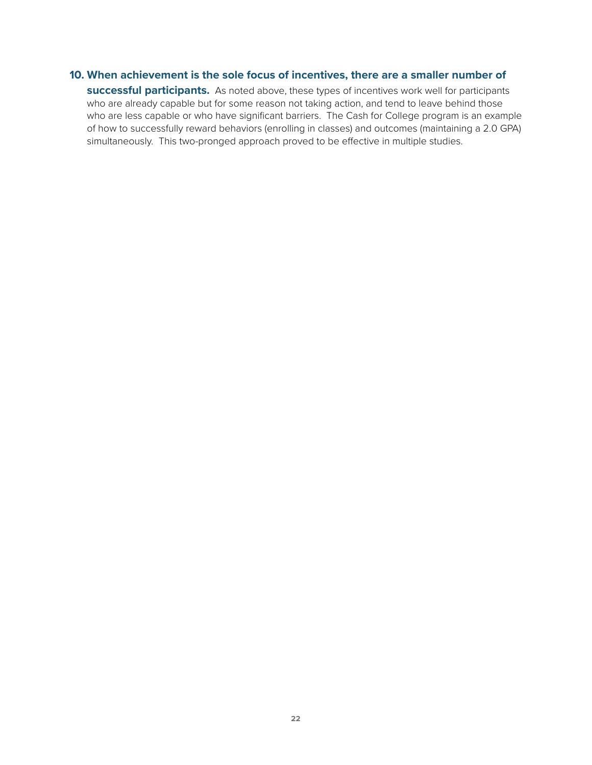10. **When achievement is the sole focus of incentives, there are a smaller number of successful participants.** As noted above, these types of incentives work well for participants who are already capable but for some reason not taking action, and tend to leave behind those who are less capable or who have significant barriers. The Cash for College program is an example of how to successfully reward behaviors (enrolling in classes) and outcomes (maintaining a 2.0 GPA) simultaneously. This two-pronged approach proved to be effective in multiple studies.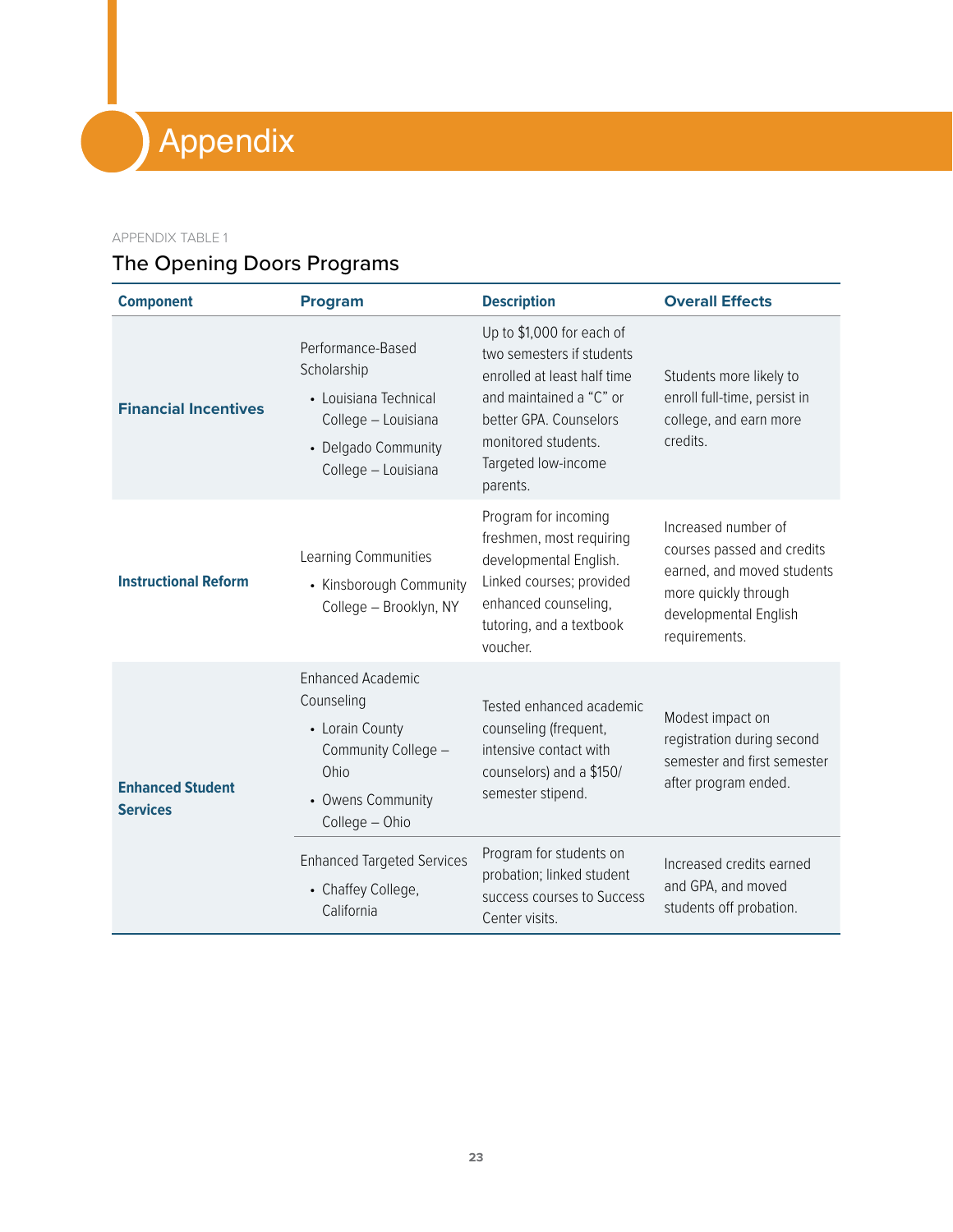# Appendix

APPENDIX TABLE 1

## The Opening Doors Programs

| Component | Program | Description | Overall Effects |
|---|---|---|---|
| **Financial Incentives** | Performance-Based Scholarship<br>• Louisiana Technical College – Louisiana<br>• Delgado Community College – Louisiana | Up to $1,000 for each of two semesters if students enrolled at least half time and maintained a "C" or better GPA. Counselors monitored students. Targeted low-income parents. | Students more likely to enroll full-time, persist in college, and earn more credits. |
| **Instructional Reform** | Learning Communities<br>• Kinsborough Community College – Brooklyn, NY | Program for incoming freshmen, most requiring developmental English. Linked courses; provided enhanced counseling, tutoring, and a textbook voucher. | Increased number of courses passed and credits earned, and moved students more quickly through developmental English requirements. |
| **Enhanced Student Services** | Enhanced Academic Counseling<br>• Lorain County Community College – Ohio<br>• Owens Community College – Ohio | Tested enhanced academic counseling (frequent, intensive contact with counselors) and a $150/semester stipend. | Modest impact on registration during second semester and first semester after program ended. |
| | Enhanced Targeted Services<br>• Chaffey College, California | Program for students on probation; linked student success courses to Success Center visits. | Increased credits earned and GPA, and moved students off probation. |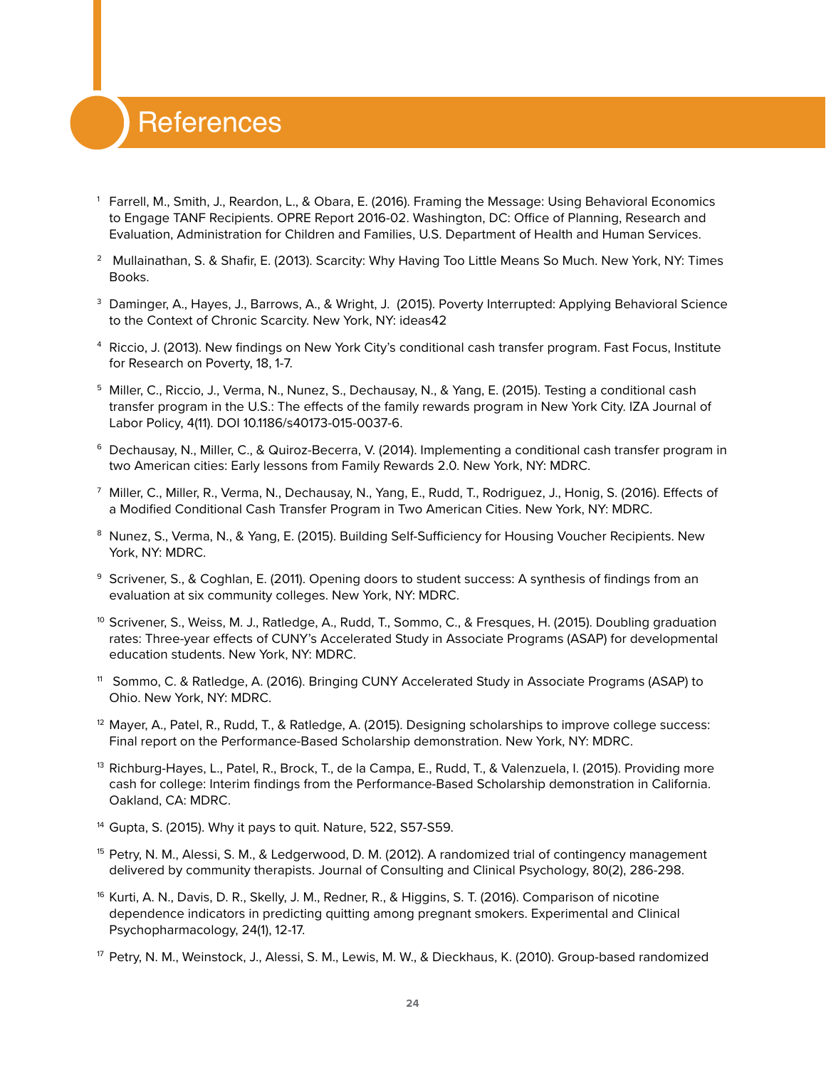# References

[1] Farrell, M., Smith, J., Reardon, L., & Obara, E. (2016). Framing the Message: Using Behavioral Economics to Engage TANF Recipients. OPRE Report 2016-02. Washington, DC: Office of Planning, Research and Evaluation, Administration for Children and Families, U.S. Department of Health and Human Services.

[2] Mullainathan, S. & Shafir, E. (2013). Scarcity: Why Having Too Little Means So Much. New York, NY: Times Books.

[3] Daminger, A., Hayes, J., Barrows, A., & Wright, J. (2015). Poverty Interrupted: Applying Behavioral Science to the Context of Chronic Scarcity. New York, NY: ideas42

[4] Riccio, J. (2013). New findings on New York City's conditional cash transfer program. Fast Focus, Institute for Research on Poverty, 18, 1-7.

[5] Miller, C., Riccio, J., Verma, N., Nunez, S., Dechausay, N., & Yang, E. (2015). Testing a conditional cash transfer program in the U.S.: The effects of the family rewards program in New York City. IZA Journal of Labor Policy, 4(11). DOI 10.1186/s40173-015-0037-6.

[6] Dechausay, N., Miller, C., & Quiroz-Becerra, V. (2014). Implementing a conditional cash transfer program in two American cities: Early lessons from Family Rewards 2.0. New York, NY: MDRC.

[7] Miller, C., Miller, R., Verma, N., Dechausay, N., Yang, E., Rudd, T., Rodriguez, J., Honig, S. (2016). Effects of a Modified Conditional Cash Transfer Program in Two American Cities. New York, NY: MDRC.

[8] Nunez, S., Verma, N., & Yang, E. (2015). Building Self-Sufficiency for Housing Voucher Recipients. New York, NY: MDRC.

[9] Scrivener, S., & Coghlan, E. (2011). Opening doors to student success: A synthesis of findings from an evaluation at six community colleges. New York, NY: MDRC.

[10] Scrivener, S., Weiss, M. J., Ratledge, A., Rudd, T., Sommo, C., & Fresques, H. (2015). Doubling graduation rates: Three-year effects of CUNY's Accelerated Study in Associate Programs (ASAP) for developmental education students. New York, NY: MDRC.

[11] Sommo, C. & Ratledge, A. (2016). Bringing CUNY Accelerated Study in Associate Programs (ASAP) to Ohio. New York, NY: MDRC.

[12] Mayer, A., Patel, R., Rudd, T., & Ratledge, A. (2015). Designing scholarships to improve college success: Final report on the Performance-Based Scholarship demonstration. New York, NY: MDRC.

[13] Richburg-Hayes, L., Patel, R., Brock, T., de la Campa, E., Rudd, T., & Valenzuela, I. (2015). Providing more cash for college: Interim findings from the Performance-Based Scholarship demonstration in California. Oakland, CA: MDRC.

[14] Gupta, S. (2015). Why it pays to quit. Nature, 522, S57-S59.

[15] Petry, N. M., Alessi, S. M., & Ledgerwood, D. M. (2012). A randomized trial of contingency management delivered by community therapists. Journal of Consulting and Clinical Psychology, 80(2), 286-298.

[16] Kurti, A. N., Davis, D. R., Skelly, J. M., Redner, R., & Higgins, S. T. (2016). Comparison of nicotine dependence indicators in predicting quitting among pregnant smokers. Experimental and Clinical Psychopharmacology, 24(1), 12-17.

[17] Petry, N. M., Weinstock, J., Alessi, S. M., Lewis, M. W., & Dieckhaus, K. (2010). Group-based randomized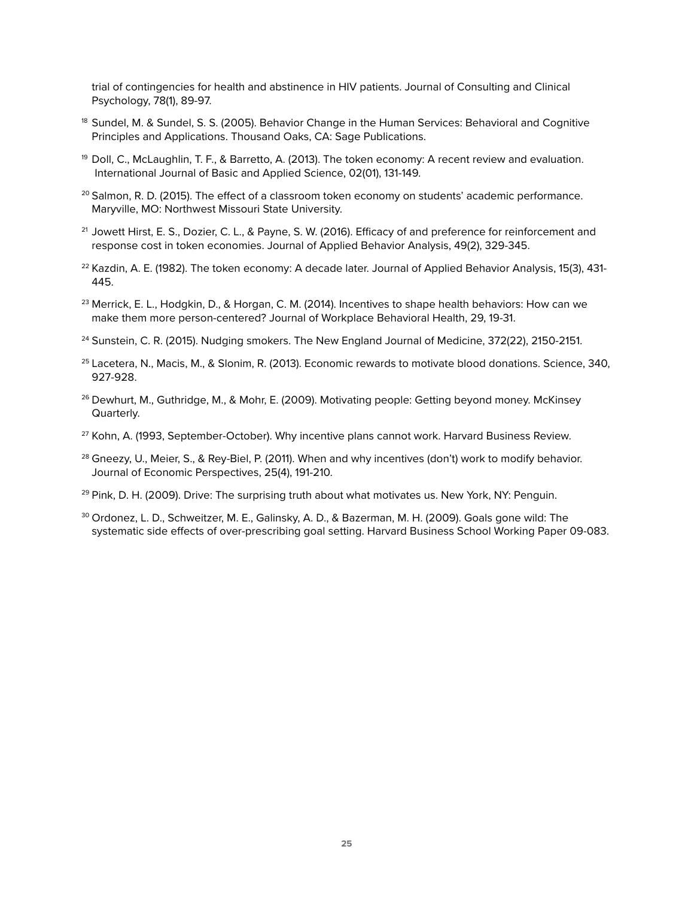trial of contingencies for health and abstinence in HIV patients. Journal of Consulting and Clinical Psychology, 78(1), 89-97.

[18] Sundel, M. & Sundel, S. S. (2005). Behavior Change in the Human Services: Behavioral and Cognitive Principles and Applications. Thousand Oaks, CA: Sage Publications.

[19] Doll, C., McLaughlin, T. F., & Barretto, A. (2013). The token economy: A recent review and evaluation. International Journal of Basic and Applied Science, 02(01), 131-149.

[20] Salmon, R. D. (2015). The effect of a classroom token economy on students' academic performance. Maryville, MO: Northwest Missouri State University.

[21] Jowett Hirst, E. S., Dozier, C. L., & Payne, S. W. (2016). Efficacy of and preference for reinforcement and response cost in token economies. Journal of Applied Behavior Analysis, 49(2), 329-345.

[22] Kazdin, A. E. (1982). The token economy: A decade later. Journal of Applied Behavior Analysis, 15(3), 431-445.

[23] Merrick, E. L., Hodgkin, D., & Horgan, C. M. (2014). Incentives to shape health behaviors: How can we make them more person-centered? Journal of Workplace Behavioral Health, 29, 19-31.

[24] Sunstein, C. R. (2015). Nudging smokers. The New England Journal of Medicine, 372(22), 2150-2151.

[25] Lacetera, N., Macis, M., & Slonim, R. (2013). Economic rewards to motivate blood donations. Science, 340, 927-928.

[26] Dewhurt, M., Guthridge, M., & Mohr, E. (2009). Motivating people: Getting beyond money. McKinsey Quarterly.

[27] Kohn, A. (1993, September-October). Why incentive plans cannot work. Harvard Business Review.

[28] Gneezy, U., Meier, S., & Rey-Biel, P. (2011). When and why incentives (don't) work to modify behavior. Journal of Economic Perspectives, 25(4), 191-210.

[29] Pink, D. H. (2009). Drive: The surprising truth about what motivates us. New York, NY: Penguin.

[30] Ordonez, L. D., Schweitzer, M. E., Galinsky, A. D., & Bazerman, M. H. (2009). Goals gone wild: The systematic side effects of over-prescribing goal setting. Harvard Business School Working Paper 09-083.